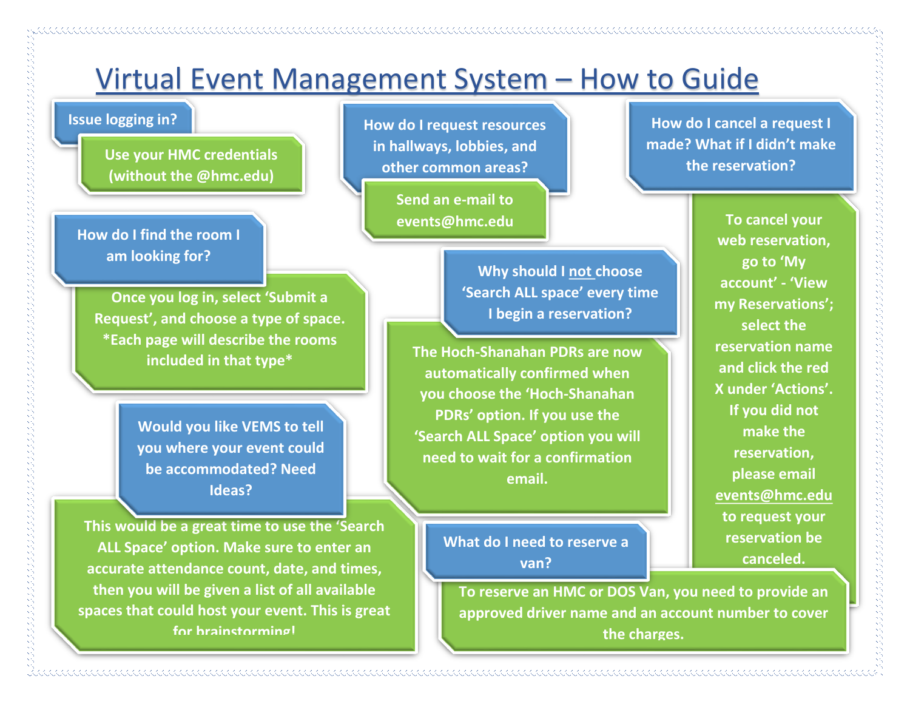# Virtual Event Management System – How to Guide

**Issue logging in?**

Use your HMC credentials (without the @hmc.edu)

**How do I find the room I am looking for?**

Once you log in, select 'Submit a Request', and choose a type of space. *Each page will describe the rooms included in that type*

**Would you like VEMS to tell you where your event could be accommodated? Need Ideas?**

This would be a great time to use the 'Search ALL Space' option. Make sure to enter an accurate attendance count, date, and times, then you will be given a list of all available spaces that could host your event. This is great for brainstorming!

**How do I request resources in hallways, lobbies, and other common areas?**

Send an e-mail to events@hmc.edu

**Why should I not choose 'Search ALL space' every time I begin a reservation?**

The Hoch-Shanahan PDRs are now automatically confirmed when you choose the 'Hoch-Shanahan PDRs' option. If you use the 'Search ALL Space' option you will need to wait for a confirmation email.

**What do I need to reserve a van?**

To reserve an HMC or DOS Van, you need to provide an approved driver name and an account number to cover the charges.

**How do I cancel a request I made? What if I didn't make the reservation?**

To cancel your web reservation, go to 'My account' - 'View my Reservations'; select the reservation name and click the red X under 'Actions'. If you did not make the reservation, please email events@hmc.edu to request your reservation be canceled.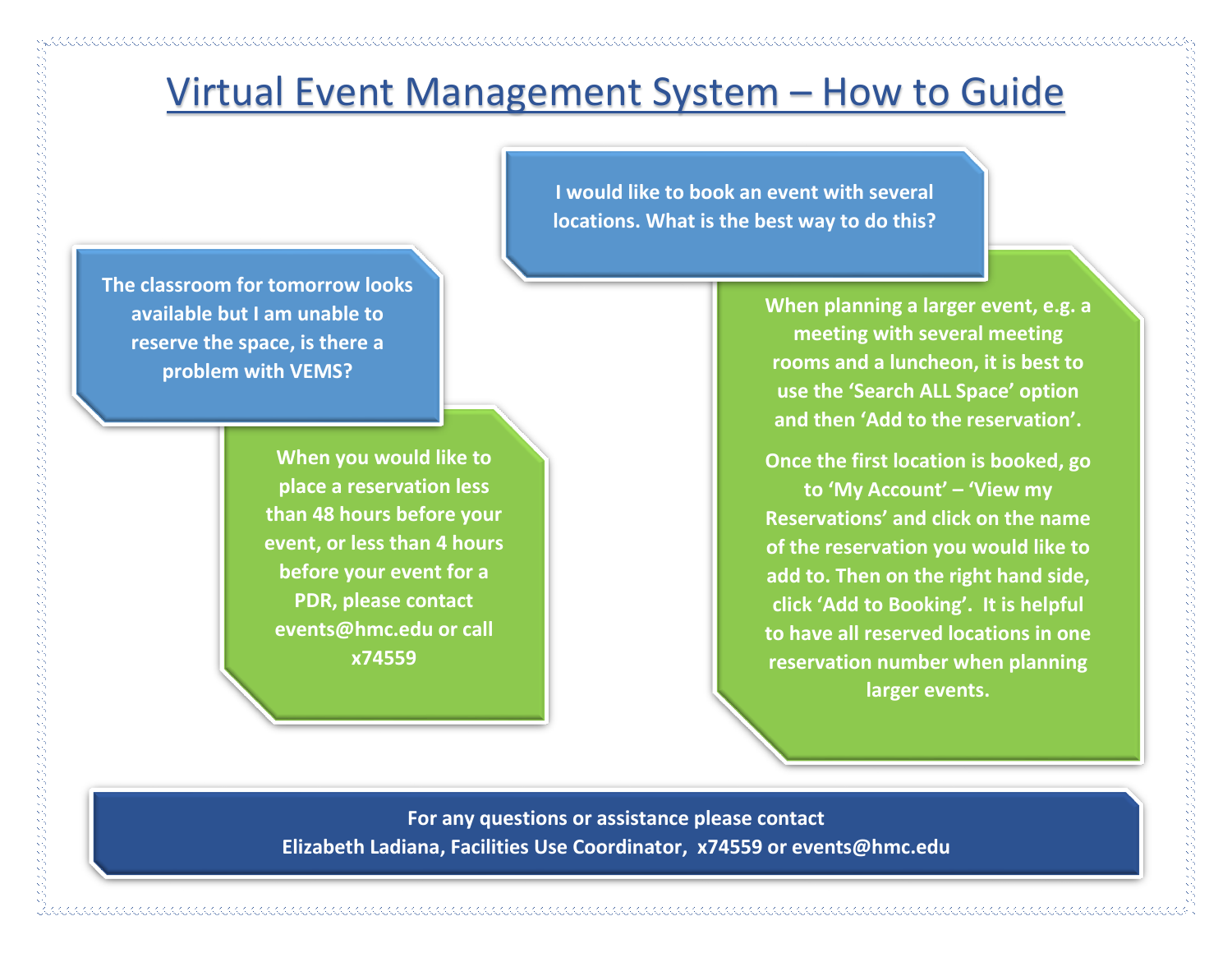# Virtual Event Management System – How to Guide

**The classroom for tomorrow looks available but I am unable to reserve the space, is there a problem with VEMS?**

When you would like to place a reservation less than 48 hours before your event, or less than 4 hours before your event for a PDR, please contact events@hmc.edu or call x74559

**I would like to book an event with several locations. What is the best way to do this?**

When planning a larger event, e.g. a meeting with several meeting rooms and a luncheon, it is best to use the 'Search ALL Space' option and then 'Add to the reservation'.

Once the first location is booked, go to 'My Account' – 'View my Reservations' and click on the name of the reservation you would like to add to. Then on the right hand side, click 'Add to Booking'. It is helpful to have all reserved locations in one reservation number when planning larger events.

For any questions or assistance please contact
Elizabeth Ladiana, Facilities Use Coordinator, x74559 or events@hmc.edu